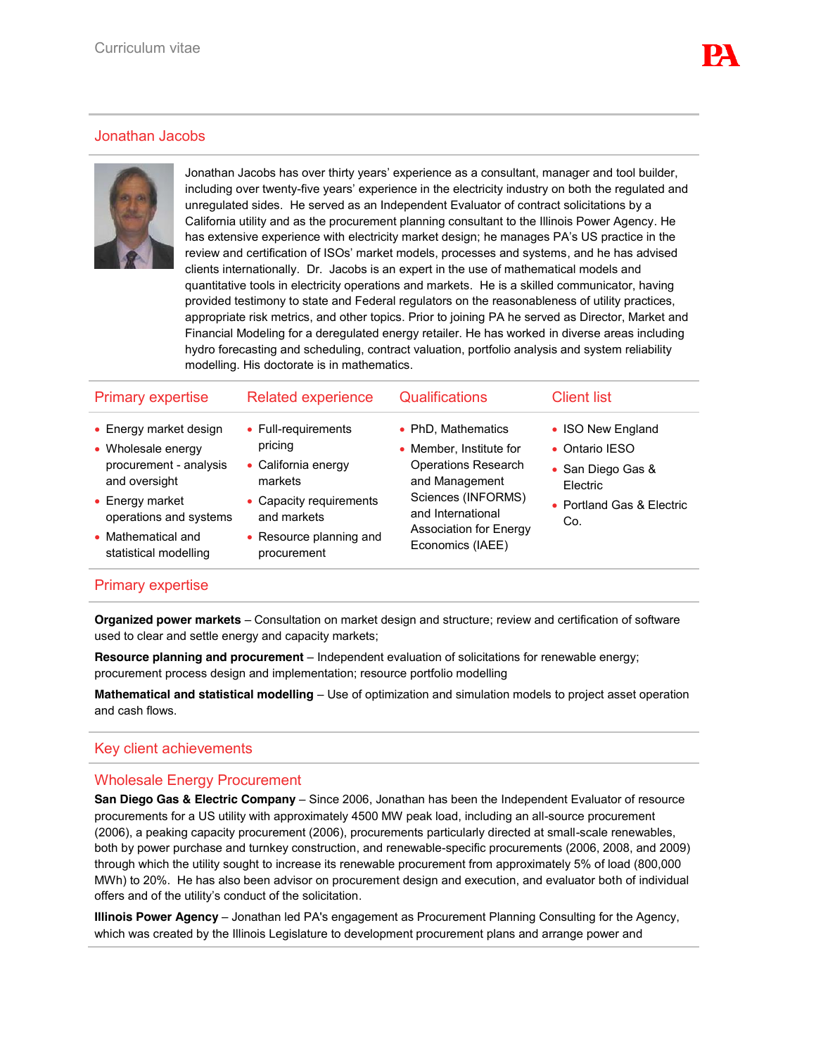Curriculum vitae

## Jonathan Jacobs

Jonathan Jacobs has over thirty years' experience as a consultant, manager and tool builder, including over twenty-five years' experience in the electricity industry on both the regulated and unregulated sides. He served as an Independent Evaluator of contract solicitations by a California utility and as the procurement planning consultant to the Illinois Power Agency. He has extensive experience with electricity market design; he manages PA's US practice in the review and certification of ISOs' market models, processes and systems, and he has advised clients internationally. Dr. Jacobs is an expert in the use of mathematical models and quantitative tools in electricity operations and markets. He is a skilled communicator, having provided testimony to state and Federal regulators on the reasonableness of utility practices, appropriate risk metrics, and other topics. Prior to joining PA he served as Director, Market and Financial Modeling for a deregulated energy retailer. He has worked in diverse areas including hydro forecasting and scheduling, contract valuation, portfolio analysis and system reliability modelling. His doctorate is in mathematics.

### Primary expertise

- Energy market design
- Wholesale energy procurement - analysis and oversight
- Energy market operations and systems
- Mathematical and statistical modelling

### Related experience

- Full-requirements pricing
- California energy markets
- Capacity requirements and markets
- Resource planning and procurement

### Qualifications

- PhD, Mathematics
- Member, Institute for Operations Research and Management Sciences (INFORMS) and International Association for Energy Economics (IAEE)

### Client list

- ISO New England
- Ontario IESO
- San Diego Gas & Electric
- Portland Gas & Electric Co.

## Primary expertise

**Organized power markets** – Consultation on market design and structure; review and certification of software used to clear and settle energy and capacity markets;

**Resource planning and procurement** – Independent evaluation of solicitations for renewable energy; procurement process design and implementation; resource portfolio modelling

**Mathematical and statistical modelling** – Use of optimization and simulation models to project asset operation and cash flows.

## Key client achievements

### Wholesale Energy Procurement

**San Diego Gas & Electric Company** – Since 2006, Jonathan has been the Independent Evaluator of resource procurements for a US utility with approximately 4500 MW peak load, including an all-source procurement (2006), a peaking capacity procurement (2006), procurements particularly directed at small-scale renewables, both by power purchase and turnkey construction, and renewable-specific procurements (2006, 2008, and 2009) through which the utility sought to increase its renewable procurement from approximately 5% of load (800,000 MWh) to 20%. He has also been advisor on procurement design and execution, and evaluator both of individual offers and of the utility's conduct of the solicitation.

**Illinois Power Agency** – Jonathan led PA's engagement as Procurement Planning Consulting for the Agency, which was created by the Illinois Legislature to development procurement plans and arrange power and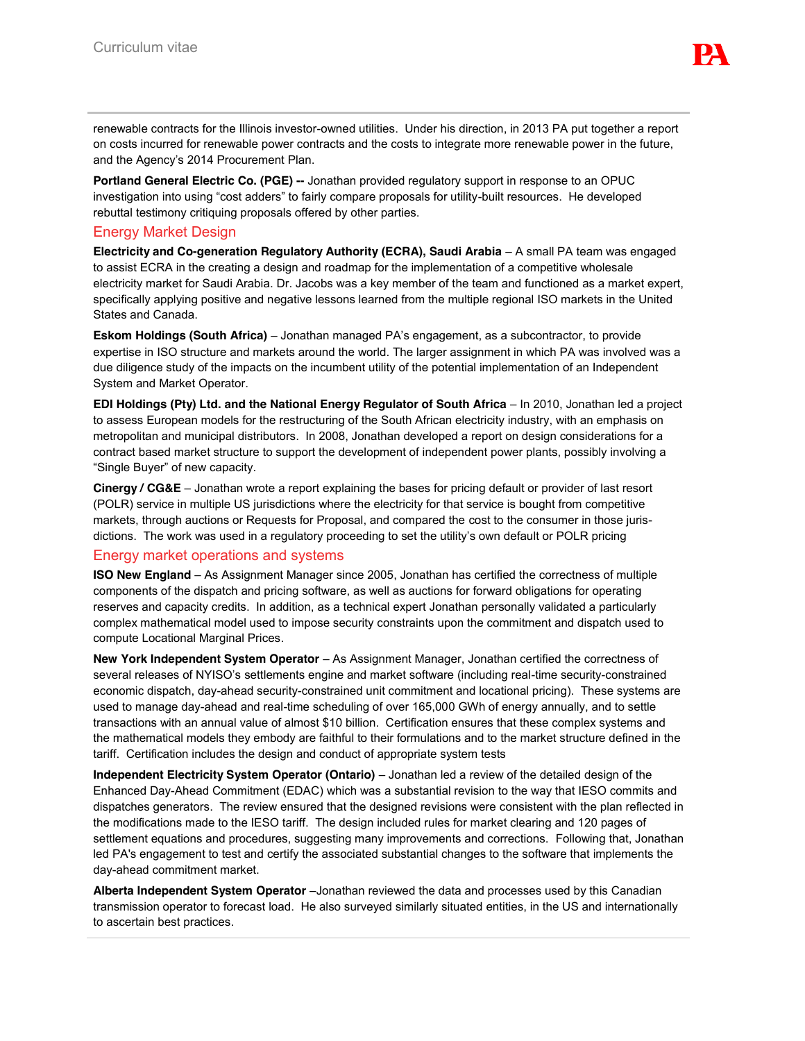renewable contracts for the Illinois investor-owned utilities. Under his direction, in 2013 PA put together a report on costs incurred for renewable power contracts and the costs to integrate more renewable power in the future, and the Agency's 2014 Procurement Plan.

**Portland General Electric Co. (PGE) --** Jonathan provided regulatory support in response to an OPUC investigation into using "cost adders" to fairly compare proposals for utility-built resources. He developed rebuttal testimony critiquing proposals offered by other parties.

## Energy Market Design

**Electricity and Co-generation Regulatory Authority (ECRA), Saudi Arabia** – A small PA team was engaged to assist ECRA in the creating a design and roadmap for the implementation of a competitive wholesale electricity market for Saudi Arabia. Dr. Jacobs was a key member of the team and functioned as a market expert, specifically applying positive and negative lessons learned from the multiple regional ISO markets in the United States and Canada.

**Eskom Holdings (South Africa)** – Jonathan managed PA's engagement, as a subcontractor, to provide expertise in ISO structure and markets around the world. The larger assignment in which PA was involved was a due diligence study of the impacts on the incumbent utility of the potential implementation of an Independent System and Market Operator.

**EDI Holdings (Pty) Ltd. and the National Energy Regulator of South Africa** – In 2010, Jonathan led a project to assess European models for the restructuring of the South African electricity industry, with an emphasis on metropolitan and municipal distributors. In 2008, Jonathan developed a report on design considerations for a contract based market structure to support the development of independent power plants, possibly involving a "Single Buyer" of new capacity.

**Cinergy / CG&E** – Jonathan wrote a report explaining the bases for pricing default or provider of last resort (POLR) service in multiple US jurisdictions where the electricity for that service is bought from competitive markets, through auctions or Requests for Proposal, and compared the cost to the consumer in those jurisdictions. The work was used in a regulatory proceeding to set the utility's own default or POLR pricing

## Energy market operations and systems

**ISO New England** – As Assignment Manager since 2005, Jonathan has certified the correctness of multiple components of the dispatch and pricing software, as well as auctions for forward obligations for operating reserves and capacity credits. In addition, as a technical expert Jonathan personally validated a particularly complex mathematical model used to impose security constraints upon the commitment and dispatch used to compute Locational Marginal Prices.

**New York Independent System Operator** – As Assignment Manager, Jonathan certified the correctness of several releases of NYISO's settlements engine and market software (including real-time security-constrained economic dispatch, day-ahead security-constrained unit commitment and locational pricing). These systems are used to manage day-ahead and real-time scheduling of over 165,000 GWh of energy annually, and to settle transactions with an annual value of almost $10 billion. Certification ensures that these complex systems and the mathematical models they embody are faithful to their formulations and to the market structure defined in the tariff. Certification includes the design and conduct of appropriate system tests

**Independent Electricity System Operator (Ontario)** – Jonathan led a review of the detailed design of the Enhanced Day-Ahead Commitment (EDAC) which was a substantial revision to the way that IESO commits and dispatches generators. The review ensured that the designed revisions were consistent with the plan reflected in the modifications made to the IESO tariff. The design included rules for market clearing and 120 pages of settlement equations and procedures, suggesting many improvements and corrections. Following that, Jonathan led PA's engagement to test and certify the associated substantial changes to the software that implements the day-ahead commitment market.

**Alberta Independent System Operator** –Jonathan reviewed the data and processes used by this Canadian transmission operator to forecast load. He also surveyed similarly situated entities, in the US and internationally to ascertain best practices.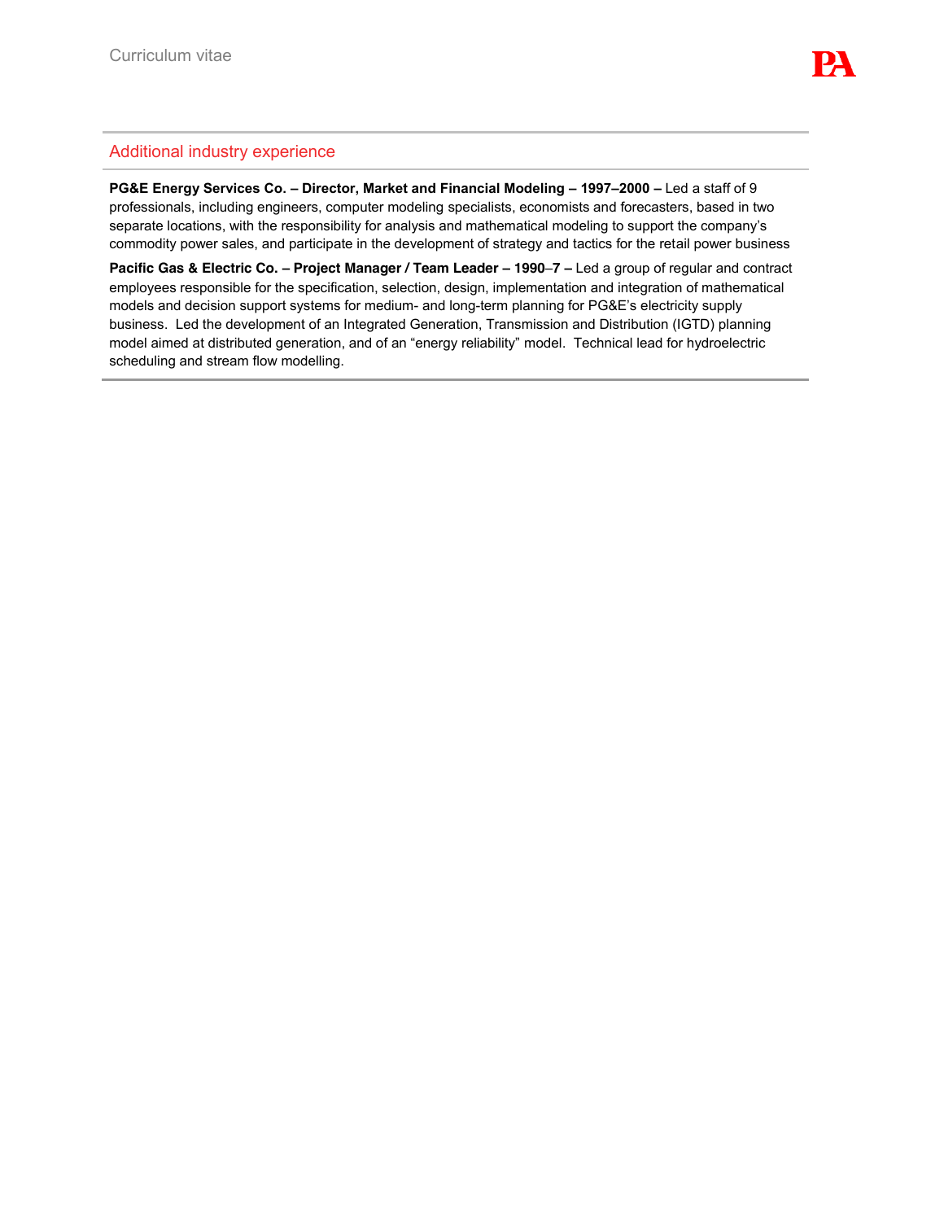## Additional industry experience

**PG&E Energy Services Co. – Director, Market and Financial Modeling – 1997–2000 –** Led a staff of 9 professionals, including engineers, computer modeling specialists, economists and forecasters, based in two separate locations, with the responsibility for analysis and mathematical modeling to support the company's commodity power sales, and participate in the development of strategy and tactics for the retail power business

**Pacific Gas & Electric Co. – Project Manager / Team Leader – 1990–7 –** Led a group of regular and contract employees responsible for the specification, selection, design, implementation and integration of mathematical models and decision support systems for medium- and long-term planning for PG&E's electricity supply business. Led the development of an Integrated Generation, Transmission and Distribution (IGTD) planning model aimed at distributed generation, and of an "energy reliability" model. Technical lead for hydroelectric scheduling and stream flow modelling.